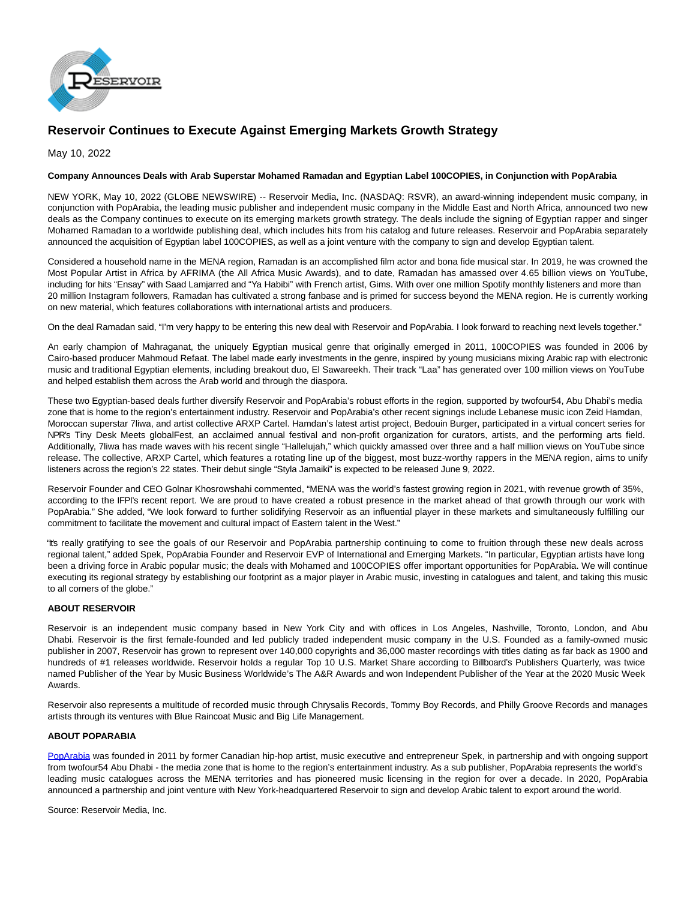# Reservoir Continues to Execute Against Emerging Markets Growth Strategy

May 10, 2022

**Company Announces Deals with Arab Superstar Mohamed Ramadan and Egyptian Label 100COPIES, in Conjunction with PopArabia**

NEW YORK, May 10, 2022 (GLOBE NEWSWIRE) -- Reservoir Media, Inc. (NASDAQ: RSVR), an award-winning independent music company, in conjunction with PopArabia, the leading music publisher and independent music company in the Middle East and North Africa, announced two new deals as the Company continues to execute on its emerging markets growth strategy. The deals include the signing of Egyptian rapper and singer Mohamed Ramadan to a worldwide publishing deal, which includes hits from his catalog and future releases. Reservoir and PopArabia separately announced the acquisition of Egyptian label 100COPIES, as well as a joint venture with the company to sign and develop Egyptian talent.

Considered a household name in the MENA region, Ramadan is an accomplished film actor and bona fide musical star. In 2019, he was crowned the Most Popular Artist in Africa by AFRIMA (the All Africa Music Awards), and to date, Ramadan has amassed over 4.65 billion views on YouTube, including for hits "Ensay" with Saad Lamjarred and "Ya Habibi" with French artist, Gims. With over one million Spotify monthly listeners and more than 20 million Instagram followers, Ramadan has cultivated a strong fanbase and is primed for success beyond the MENA region. He is currently working on new material, which features collaborations with international artists and producers.

On the deal Ramadan said, "I'm very happy to be entering this new deal with Reservoir and PopArabia. I look forward to reaching next levels together."

An early champion of Mahraganat, the uniquely Egyptian musical genre that originally emerged in 2011, 100COPIES was founded in 2006 by Cairo-based producer Mahmoud Refaat. The label made early investments in the genre, inspired by young musicians mixing Arabic rap with electronic music and traditional Egyptian elements, including breakout duo, El Sawareekh. Their track "Laa" has generated over 100 million views on YouTube and helped establish them across the Arab world and through the diaspora.

These two Egyptian-based deals further diversify Reservoir and PopArabia's robust efforts in the region, supported by twofour54, Abu Dhabi's media zone that is home to the region's entertainment industry. Reservoir and PopArabia's other recent signings include Lebanese music icon Zeid Hamdan, Moroccan superstar 7liwa, and artist collective ARXP Cartel. Hamdan's latest artist project, Bedouin Burger, participated in a virtual concert series for NPR's Tiny Desk Meets globalFest, an acclaimed annual festival and non-profit organization for curators, artists, and the performing arts field. Additionally, 7liwa has made waves with his recent single "Hallelujah," which quickly amassed over three and a half million views on YouTube since release. The collective, ARXP Cartel, which features a rotating line up of the biggest, most buzz-worthy rappers in the MENA region, aims to unify listeners across the region's 22 states. Their debut single "Styla Jamaiki" is expected to be released June 9, 2022.

Reservoir Founder and CEO Golnar Khosrowshahi commented, "MENA was the world's fastest growing region in 2021, with revenue growth of 35%, according to the IFPI's recent report. We are proud to have created a robust presence in the market ahead of that growth through our work with PopArabia." She added, "We look forward to further solidifying Reservoir as an influential player in these markets and simultaneously fulfilling our commitment to facilitate the movement and cultural impact of Eastern talent in the West."

"It's really gratifying to see the goals of our Reservoir and PopArabia partnership continuing to come to fruition through these new deals across regional talent," added Spek, PopArabia Founder and Reservoir EVP of International and Emerging Markets. "In particular, Egyptian artists have long been a driving force in Arabic popular music; the deals with Mohamed and 100COPIES offer important opportunities for PopArabia. We will continue executing its regional strategy by establishing our footprint as a major player in Arabic music, investing in catalogues and talent, and taking this music to all corners of the globe."

**ABOUT RESERVOIR**

Reservoir is an independent music company based in New York City and with offices in Los Angeles, Nashville, Toronto, London, and Abu Dhabi. Reservoir is the first female-founded and led publicly traded independent music company in the U.S. Founded as a family-owned music publisher in 2007, Reservoir has grown to represent over 140,000 copyrights and 36,000 master recordings with titles dating as far back as 1900 and hundreds of #1 releases worldwide. Reservoir holds a regular Top 10 U.S. Market Share according to Billboard's Publishers Quarterly, was twice named Publisher of the Year by Music Business Worldwide's The A&R Awards and won Independent Publisher of the Year at the 2020 Music Week Awards.

Reservoir also represents a multitude of recorded music through Chrysalis Records, Tommy Boy Records, and Philly Groove Records and manages artists through its ventures with Blue Raincoat Music and Big Life Management.

**ABOUT POPARABIA**

PopArabia was founded in 2011 by former Canadian hip-hop artist, music executive and entrepreneur Spek, in partnership and with ongoing support from twofour54 Abu Dhabi - the media zone that is home to the region's entertainment industry. As a sub publisher, PopArabia represents the world's leading music catalogues across the MENA territories and has pioneered music licensing in the region for over a decade. In 2020, PopArabia announced a partnership and joint venture with New York-headquartered Reservoir to sign and develop Arabic talent to export around the world.

Source: Reservoir Media, Inc.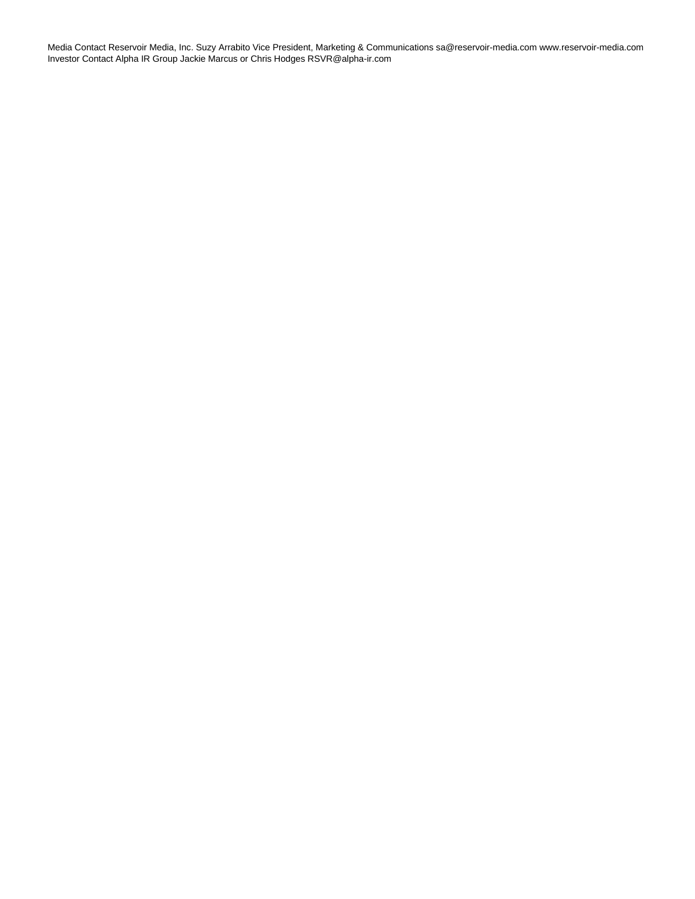Media Contact Reservoir Media, Inc. Suzy Arrabito Vice President, Marketing & Communications sa@reservoir-media.com www.reservoir-media.com
Investor Contact Alpha IR Group Jackie Marcus or Chris Hodges RSVR@alpha-ir.com